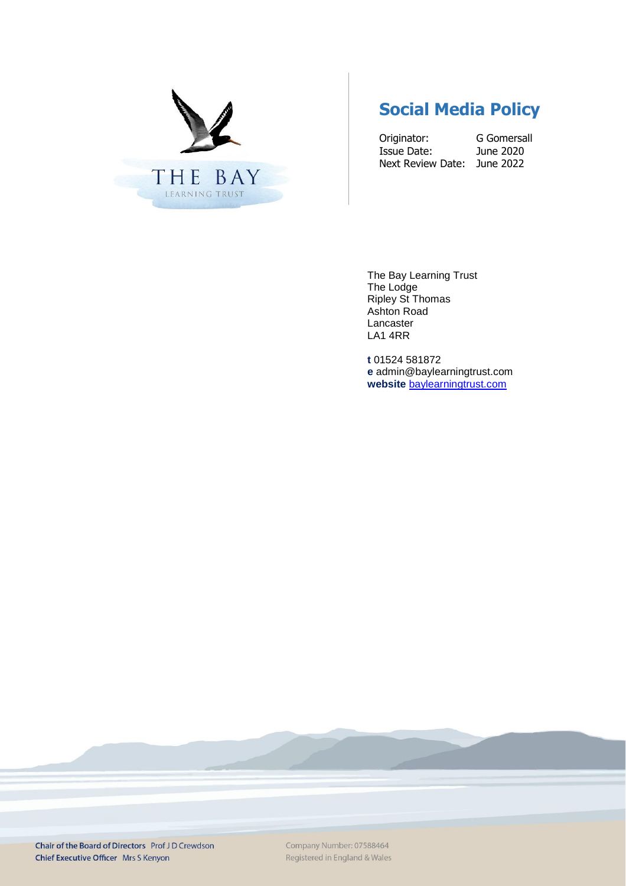THE BAY
LEARNING TRUST

# Social Media Policy

Originator: G Gomersall
Issue Date: June 2020
Next Review Date: June 2022

The Bay Learning Trust
The Lodge
Ripley St Thomas
Ashton Road
Lancaster
LA1 4RR

**t** 01524 581872
**e** admin@baylearningtrust.com
**website** baylearningtrust.com

**Chair of the Board of Directors** Prof J D Crewdson
**Chief Executive Officer** Mrs S Kenyon

Company Number: 07588464
Registered in England & Wales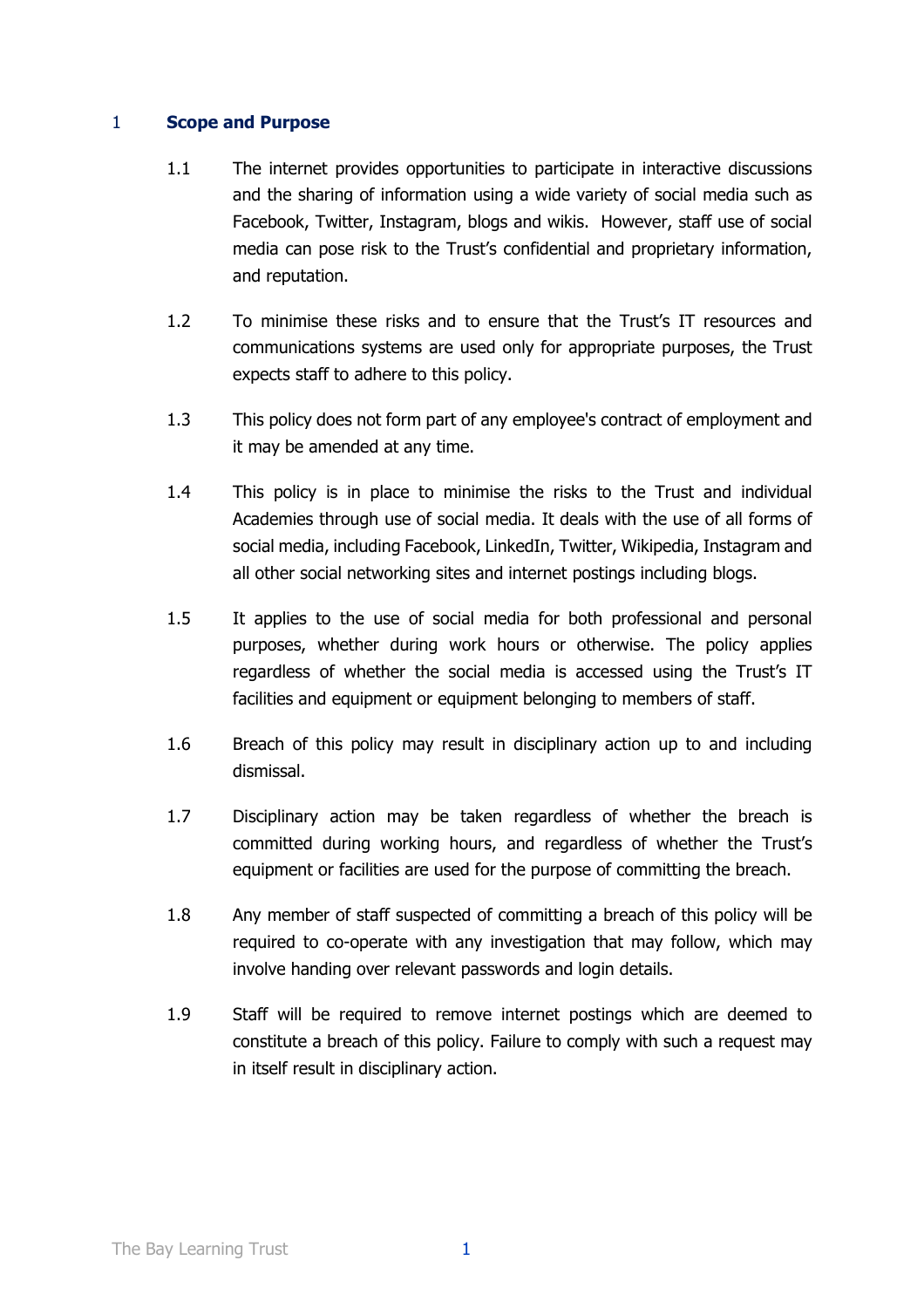## 1 Scope and Purpose

1.1 The internet provides opportunities to participate in interactive discussions and the sharing of information using a wide variety of social media such as Facebook, Twitter, Instagram, blogs and wikis. However, staff use of social media can pose risk to the Trust's confidential and proprietary information, and reputation.

1.2 To minimise these risks and to ensure that the Trust's IT resources and communications systems are used only for appropriate purposes, the Trust expects staff to adhere to this policy.

1.3 This policy does not form part of any employee's contract of employment and it may be amended at any time.

1.4 This policy is in place to minimise the risks to the Trust and individual Academies through use of social media. It deals with the use of all forms of social media, including Facebook, LinkedIn, Twitter, Wikipedia, Instagram and all other social networking sites and internet postings including blogs.

1.5 It applies to the use of social media for both professional and personal purposes, whether during work hours or otherwise. The policy applies regardless of whether the social media is accessed using the Trust's IT facilities and equipment or equipment belonging to members of staff.

1.6 Breach of this policy may result in disciplinary action up to and including dismissal.

1.7 Disciplinary action may be taken regardless of whether the breach is committed during working hours, and regardless of whether the Trust's equipment or facilities are used for the purpose of committing the breach.

1.8 Any member of staff suspected of committing a breach of this policy will be required to co-operate with any investigation that may follow, which may involve handing over relevant passwords and login details.

1.9 Staff will be required to remove internet postings which are deemed to constitute a breach of this policy. Failure to comply with such a request may in itself result in disciplinary action.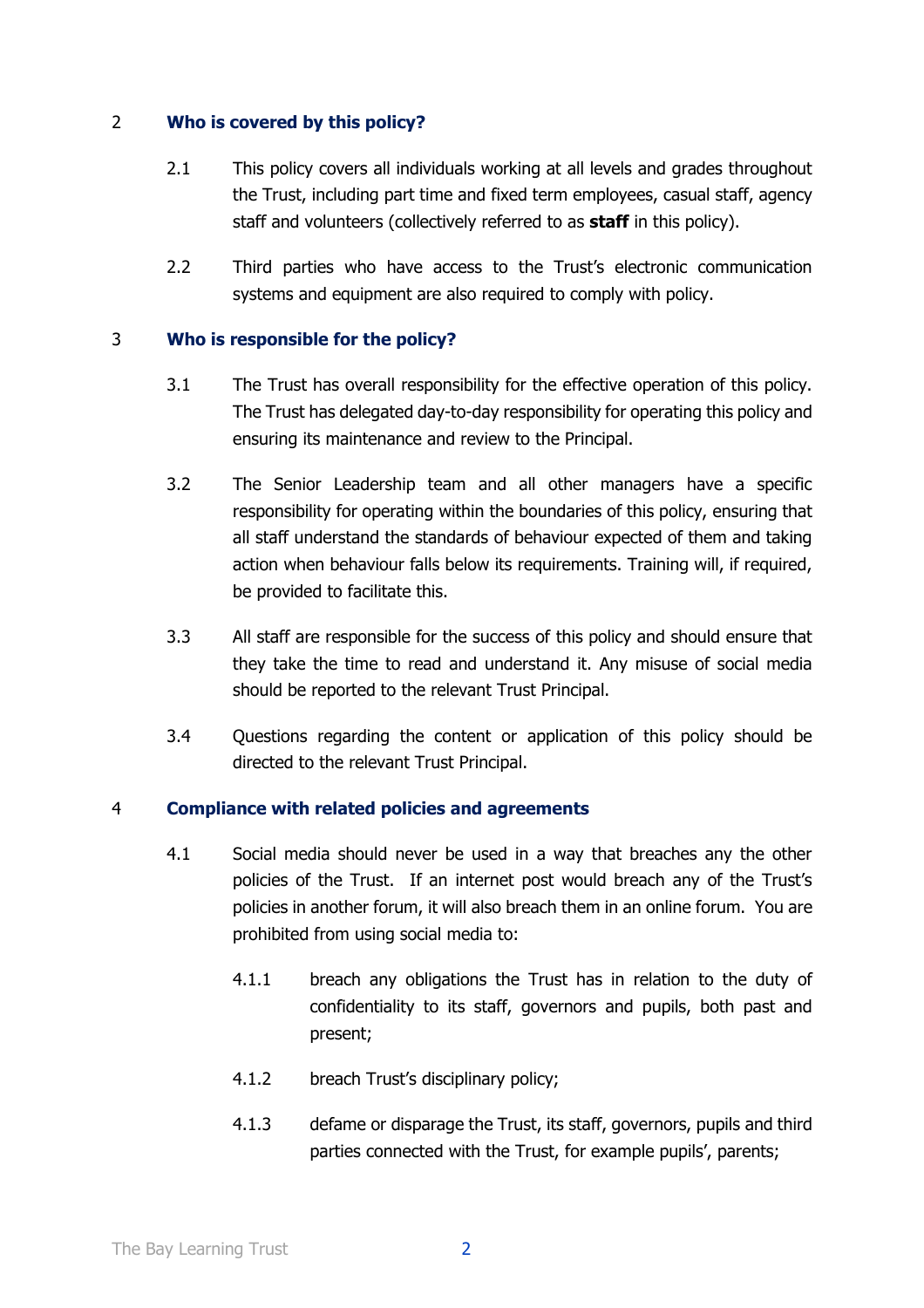## 2 Who is covered by this policy?

2.1 This policy covers all individuals working at all levels and grades throughout the Trust, including part time and fixed term employees, casual staff, agency staff and volunteers (collectively referred to as **staff** in this policy).

2.2 Third parties who have access to the Trust's electronic communication systems and equipment are also required to comply with policy.

## 3 Who is responsible for the policy?

3.1 The Trust has overall responsibility for the effective operation of this policy. The Trust has delegated day-to-day responsibility for operating this policy and ensuring its maintenance and review to the Principal.

3.2 The Senior Leadership team and all other managers have a specific responsibility for operating within the boundaries of this policy, ensuring that all staff understand the standards of behaviour expected of them and taking action when behaviour falls below its requirements. Training will, if required, be provided to facilitate this.

3.3 All staff are responsible for the success of this policy and should ensure that they take the time to read and understand it. Any misuse of social media should be reported to the relevant Trust Principal.

3.4 Questions regarding the content or application of this policy should be directed to the relevant Trust Principal.

## 4 Compliance with related policies and agreements

4.1 Social media should never be used in a way that breaches any the other policies of the Trust. If an internet post would breach any of the Trust's policies in another forum, it will also breach them in an online forum. You are prohibited from using social media to:

4.1.1 breach any obligations the Trust has in relation to the duty of confidentiality to its staff, governors and pupils, both past and present;

4.1.2 breach Trust's disciplinary policy;

4.1.3 defame or disparage the Trust, its staff, governors, pupils and third parties connected with the Trust, for example pupils', parents;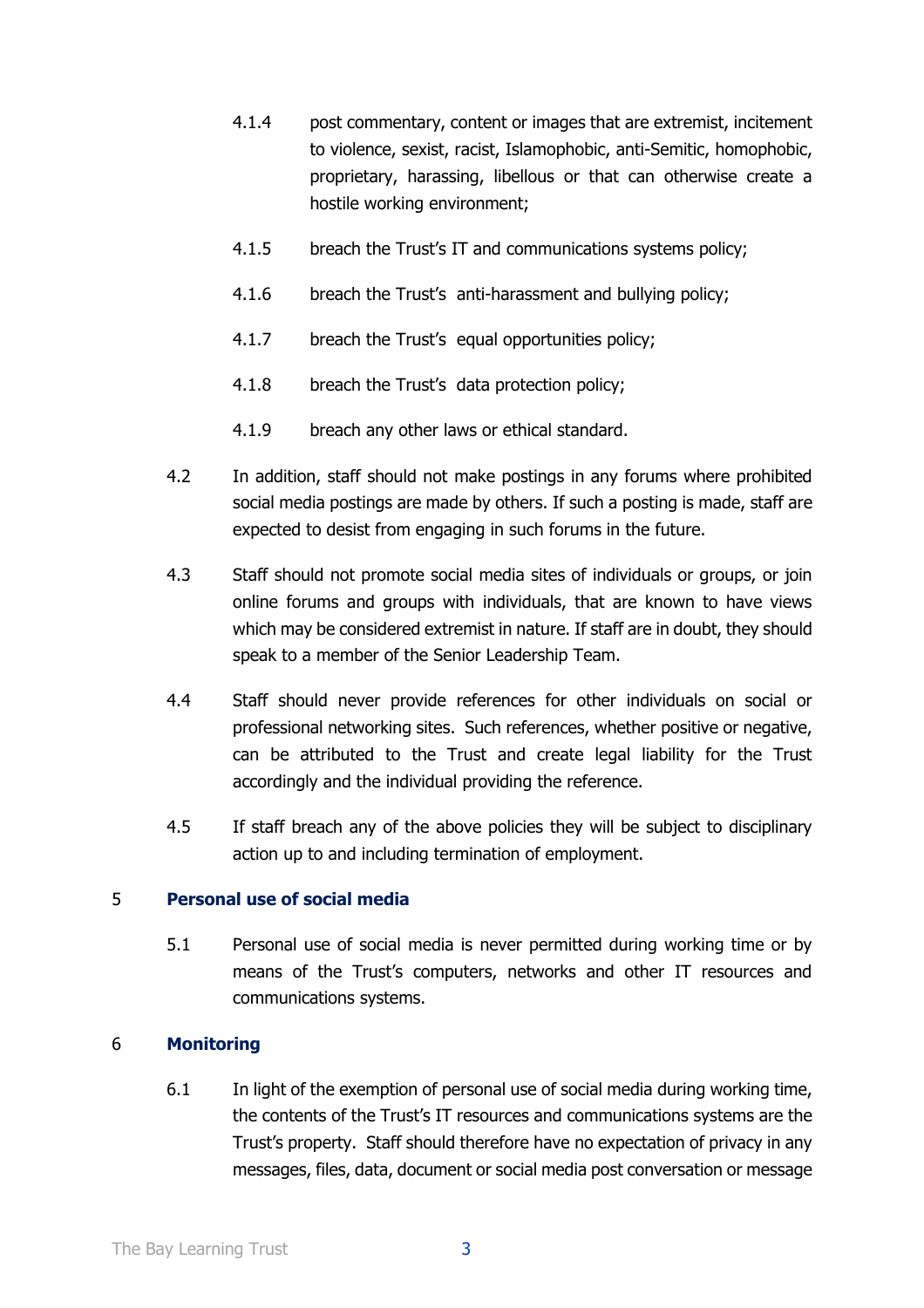4.1.4 post commentary, content or images that are extremist, incitement to violence, sexist, racist, Islamophobic, anti-Semitic, homophobic, proprietary, harassing, libellous or that can otherwise create a hostile working environment;

4.1.5 breach the Trust's IT and communications systems policy;

4.1.6 breach the Trust's anti-harassment and bullying policy;

4.1.7 breach the Trust's equal opportunities policy;

4.1.8 breach the Trust's data protection policy;

4.1.9 breach any other laws or ethical standard.

4.2 In addition, staff should not make postings in any forums where prohibited social media postings are made by others. If such a posting is made, staff are expected to desist from engaging in such forums in the future.

4.3 Staff should not promote social media sites of individuals or groups, or join online forums and groups with individuals, that are known to have views which may be considered extremist in nature. If staff are in doubt, they should speak to a member of the Senior Leadership Team.

4.4 Staff should never provide references for other individuals on social or professional networking sites. Such references, whether positive or negative, can be attributed to the Trust and create legal liability for the Trust accordingly and the individual providing the reference.

4.5 If staff breach any of the above policies they will be subject to disciplinary action up to and including termination of employment.

## 5 Personal use of social media

5.1 Personal use of social media is never permitted during working time or by means of the Trust's computers, networks and other IT resources and communications systems.

## 6 Monitoring

6.1 In light of the exemption of personal use of social media during working time, the contents of the Trust's IT resources and communications systems are the Trust's property. Staff should therefore have no expectation of privacy in any messages, files, data, document or social media post conversation or message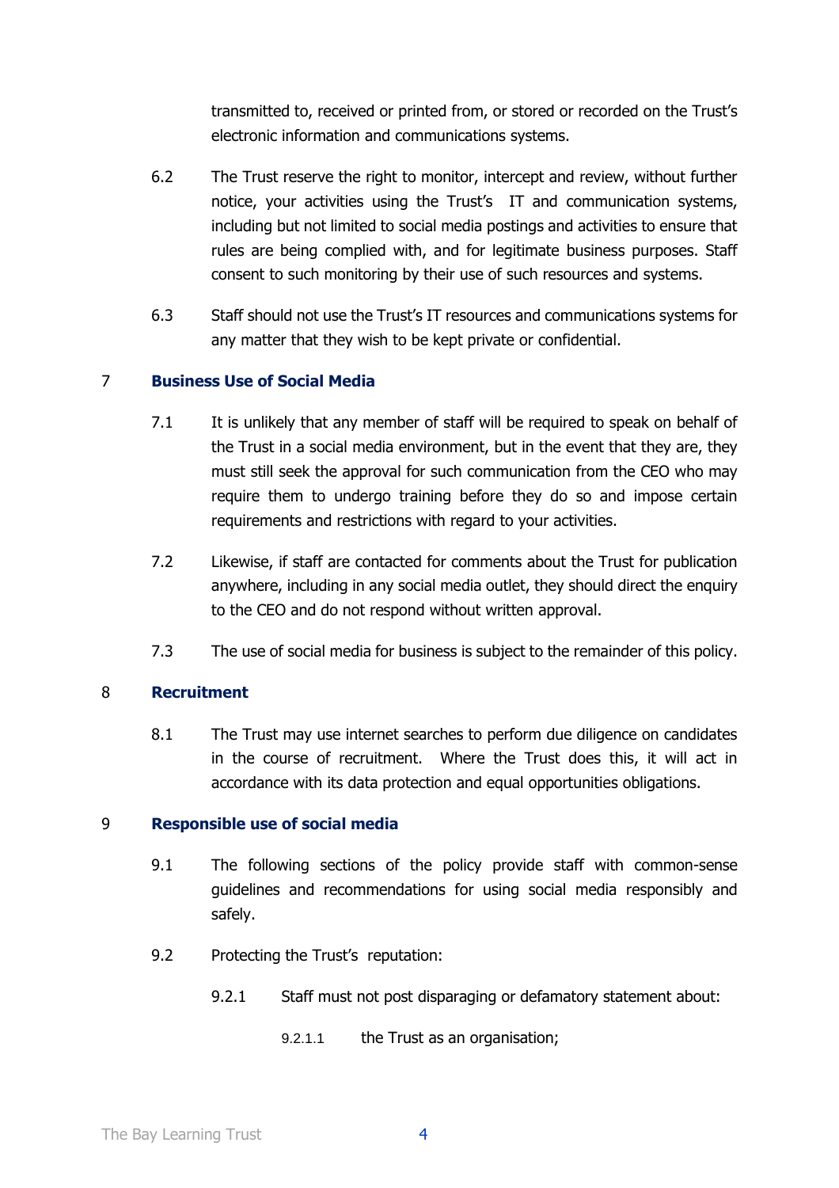transmitted to, received or printed from, or stored or recorded on the Trust's electronic information and communications systems.

6.2 The Trust reserve the right to monitor, intercept and review, without further notice, your activities using the Trust's IT and communication systems, including but not limited to social media postings and activities to ensure that rules are being complied with, and for legitimate business purposes. Staff consent to such monitoring by their use of such resources and systems.

6.3 Staff should not use the Trust's IT resources and communications systems for any matter that they wish to be kept private or confidential.

## 7 Business Use of Social Media

7.1 It is unlikely that any member of staff will be required to speak on behalf of the Trust in a social media environment, but in the event that they are, they must still seek the approval for such communication from the CEO who may require them to undergo training before they do so and impose certain requirements and restrictions with regard to your activities.

7.2 Likewise, if staff are contacted for comments about the Trust for publication anywhere, including in any social media outlet, they should direct the enquiry to the CEO and do not respond without written approval.

7.3 The use of social media for business is subject to the remainder of this policy.

## 8 Recruitment

8.1 The Trust may use internet searches to perform due diligence on candidates in the course of recruitment. Where the Trust does this, it will act in accordance with its data protection and equal opportunities obligations.

## 9 Responsible use of social media

9.1 The following sections of the policy provide staff with common-sense guidelines and recommendations for using social media responsibly and safely.

9.2 Protecting the Trust's reputation:

9.2.1 Staff must not post disparaging or defamatory statement about:

9.2.1.1 the Trust as an organisation;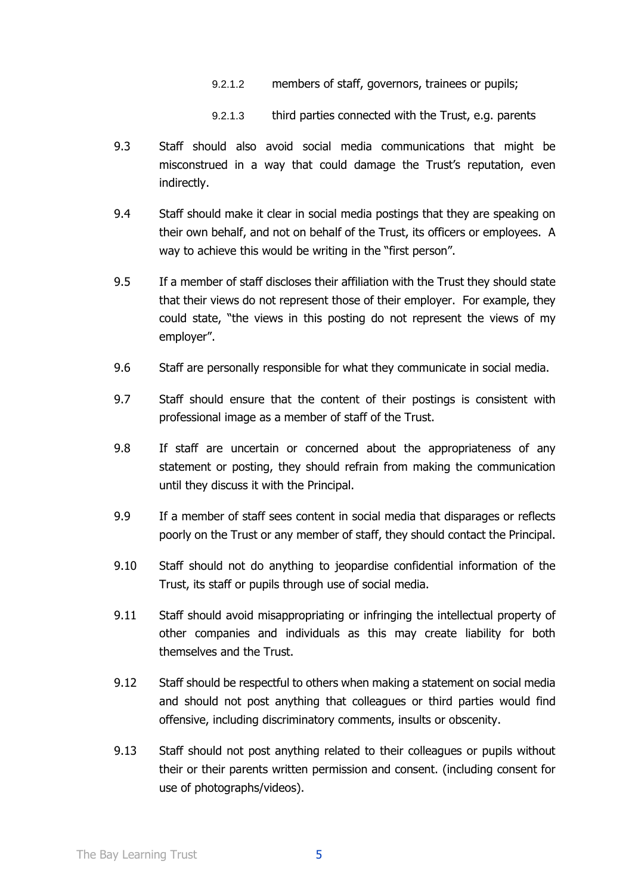9.2.1.2 members of staff, governors, trainees or pupils;

9.2.1.3 third parties connected with the Trust, e.g. parents

9.3 Staff should also avoid social media communications that might be misconstrued in a way that could damage the Trust's reputation, even indirectly.

9.4 Staff should make it clear in social media postings that they are speaking on their own behalf, and not on behalf of the Trust, its officers or employees. A way to achieve this would be writing in the "first person".

9.5 If a member of staff discloses their affiliation with the Trust they should state that their views do not represent those of their employer. For example, they could state, "the views in this posting do not represent the views of my employer".

9.6 Staff are personally responsible for what they communicate in social media.

9.7 Staff should ensure that the content of their postings is consistent with professional image as a member of staff of the Trust.

9.8 If staff are uncertain or concerned about the appropriateness of any statement or posting, they should refrain from making the communication until they discuss it with the Principal.

9.9 If a member of staff sees content in social media that disparages or reflects poorly on the Trust or any member of staff, they should contact the Principal.

9.10 Staff should not do anything to jeopardise confidential information of the Trust, its staff or pupils through use of social media.

9.11 Staff should avoid misappropriating or infringing the intellectual property of other companies and individuals as this may create liability for both themselves and the Trust.

9.12 Staff should be respectful to others when making a statement on social media and should not post anything that colleagues or third parties would find offensive, including discriminatory comments, insults or obscenity.

9.13 Staff should not post anything related to their colleagues or pupils without their or their parents written permission and consent. (including consent for use of photographs/videos).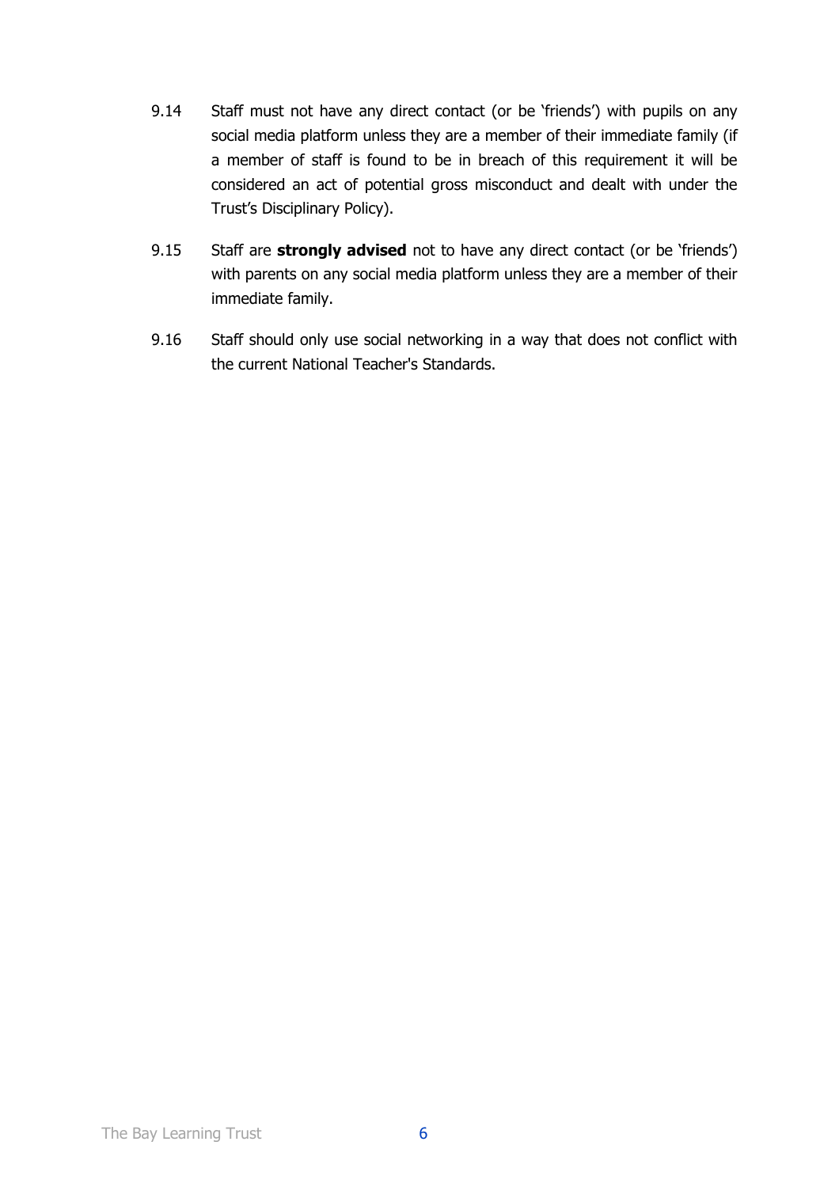9.14 Staff must not have any direct contact (or be 'friends') with pupils on any social media platform unless they are a member of their immediate family (if a member of staff is found to be in breach of this requirement it will be considered an act of potential gross misconduct and dealt with under the Trust's Disciplinary Policy).

9.15 Staff are **strongly advised** not to have any direct contact (or be 'friends') with parents on any social media platform unless they are a member of their immediate family.

9.16 Staff should only use social networking in a way that does not conflict with the current National Teacher's Standards.